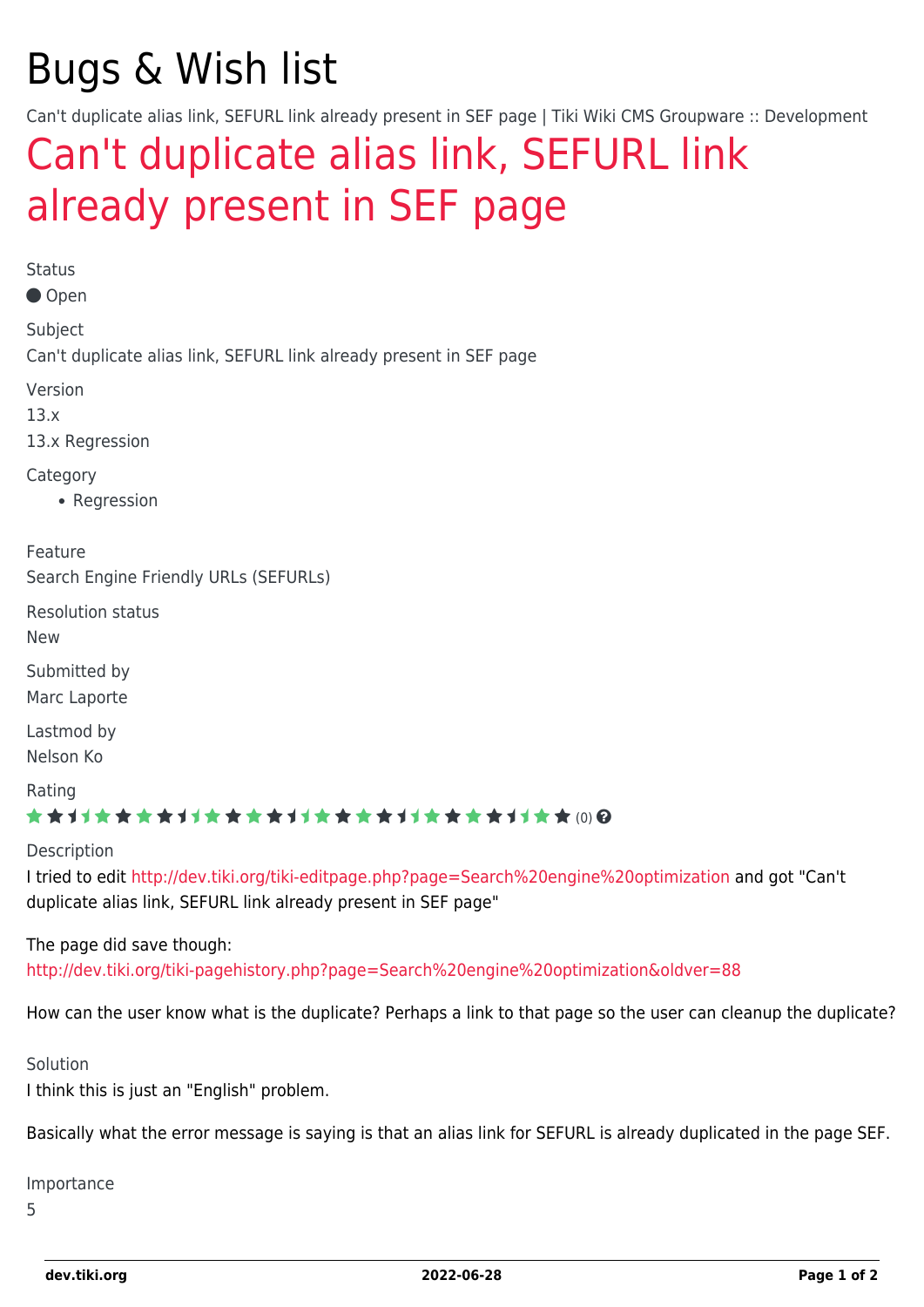# Bugs & Wish list

Can't duplicate alias link, SEFURL link already present in SEF page | Tiki Wiki CMS Groupware :: Development

## Can't duplicate alias link, SEFURL link already present in SEF page

Status

Open

Subject

Can't duplicate alias link, SEFURL link already present in SEF page

Version

13.x

13.x Regression

Category

- Regression

Feature

Search Engine Friendly URLs (SEFURLs)

Resolution status

New

Submitted by

Marc Laporte

Lastmod by

Nelson Ko

Rating

(0)

Description

I tried to edit http://dev.tiki.org/tiki-editpage.php?page=Search%20engine%20optimization and got "Can't duplicate alias link, SEFURL link already present in SEF page"

The page did save though:
http://dev.tiki.org/tiki-pagehistory.php?page=Search%20engine%20optimization&oldver=88

How can the user know what is the duplicate? Perhaps a link to that page so the user can cleanup the duplicate?

Solution

I think this is just an "English" problem.

Basically what the error message is saying is that an alias link for SEFURL is already duplicated in the page SEF.

Importance

5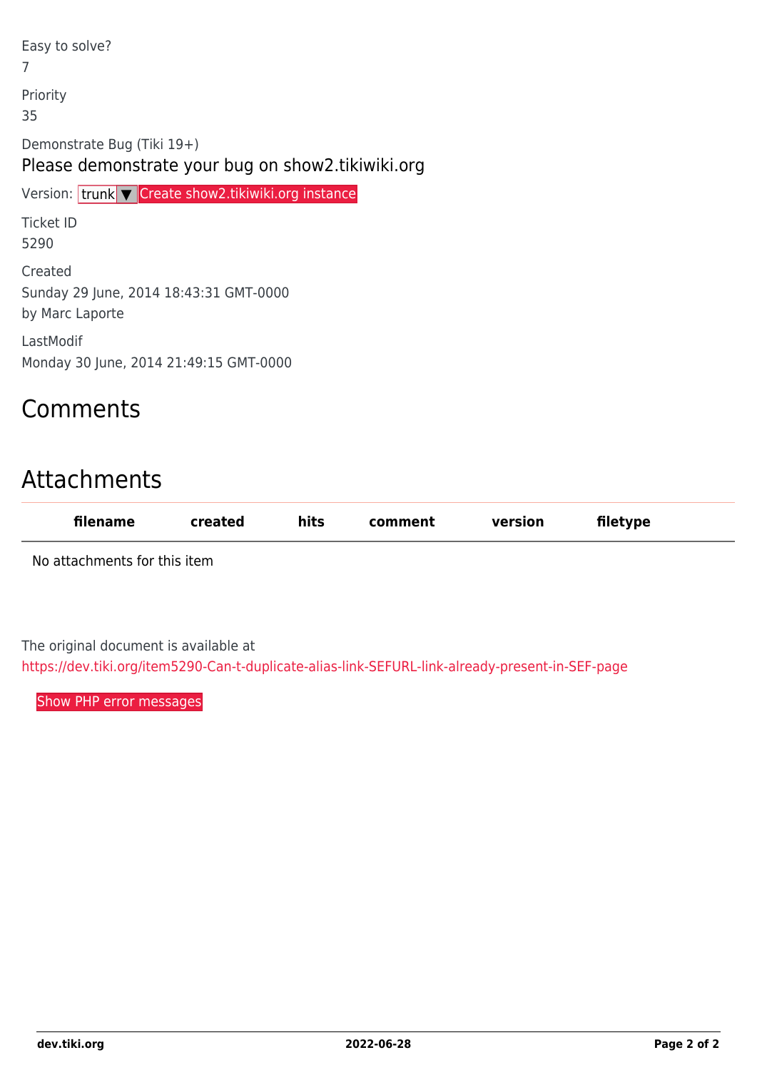Easy to solve?

7

Priority

35

Demonstrate Bug (Tiki 19+)

Please demonstrate your bug on show2.tikiwiki.org

Version: trunk ▼ Create show2.tikiwiki.org instance

Ticket ID

5290

Created

Sunday 29 June, 2014 18:43:31 GMT-0000

by Marc Laporte

LastModif

Monday 30 June, 2014 21:49:15 GMT-0000

## Comments

## Attachments

| filename | created | hits | comment | version | filetype |
| --- | --- | --- | --- | --- | --- |
| No attachments for this item | | | | | |

The original document is available at

https://dev.tiki.org/item5290-Can-t-duplicate-alias-link-SEFURL-link-already-present-in-SEF-page

Show PHP error messages